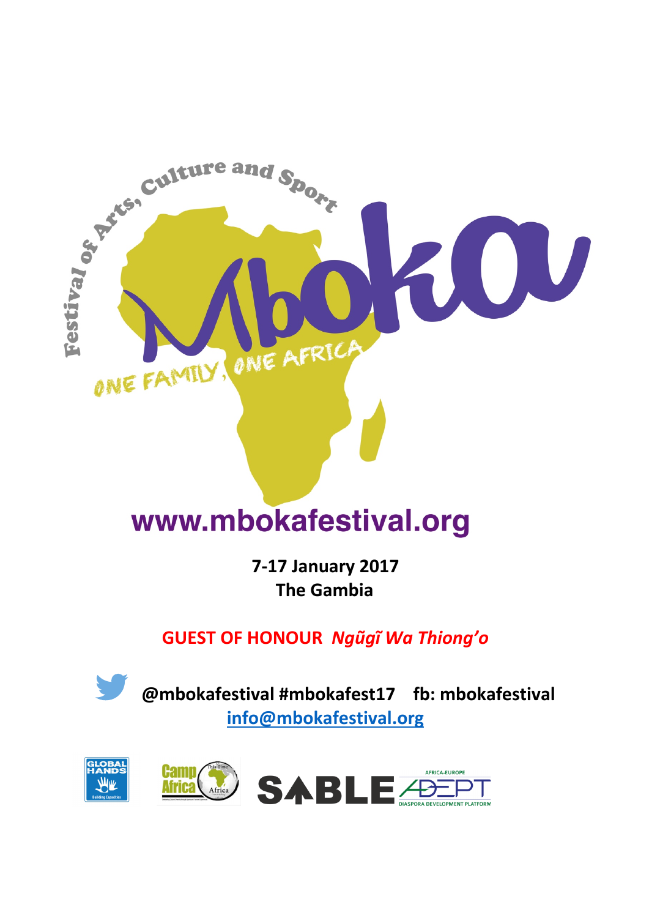# Mboka

**Festival of Arts, Culture and Sport**

ONE FAMILY, ONE AFRICA

## www.mbokafestival.org

**7-17 January 2017**
**The Gambia**

**GUEST OF HONOUR** ***Ngũgĩ Wa Thiong'o***

**@mbokafestival #mbokafest17 fb: mbokafestival**
**info@mbokafestival.org**

GLOBAL HANDS Building Capacities

Camp Africa This Time Africa

SABLE

AFRICA-EUROPE ADEPT DIASPORA DEVELOPMENT PLATFORM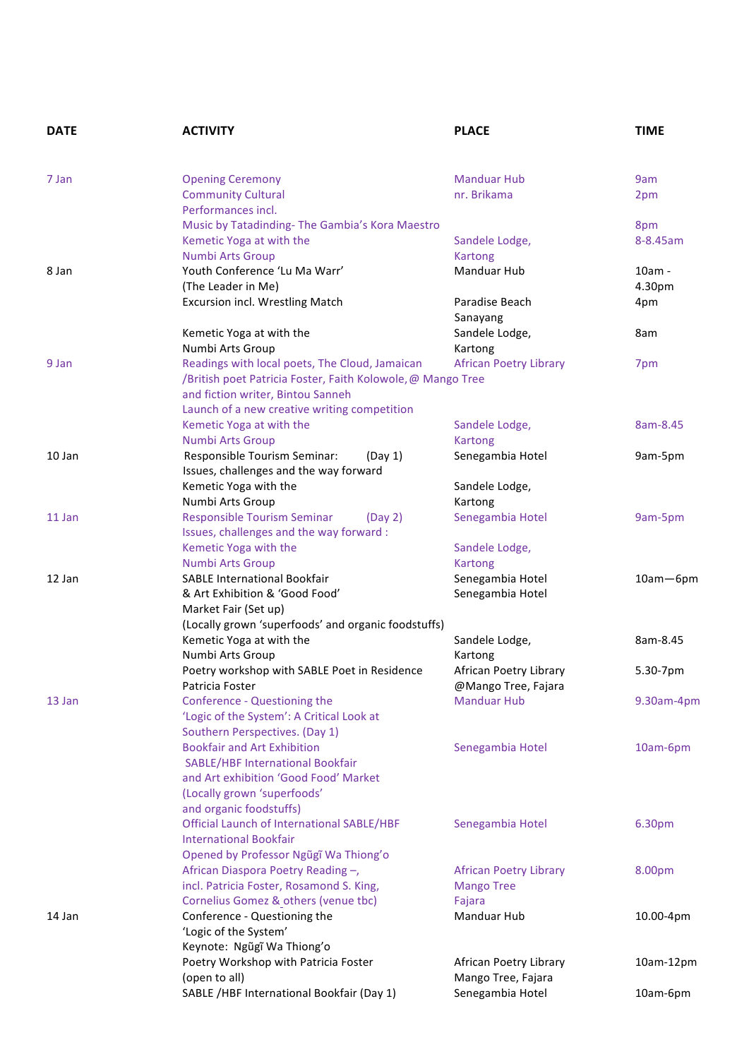| DATE | ACTIVITY | PLACE | TIME |
|---|---|---|---|
| 7 Jan | Opening Ceremony<br>Community Cultural Performances incl. | Manduar Hub<br>nr. Brikama | 9am<br>2pm |
| | Music by Tatadinding- The Gambia's Kora Maestro | | 8pm |
| | Kemetic Yoga at with the Numbi Arts Group | Sandele Lodge, Kartong | 8-8.45am |
| 8 Jan | Youth Conference 'Lu Ma Warr' (The Leader in Me) | Manduar Hub | 10am - 4.30pm |
| | Excursion incl. Wrestling Match | Paradise Beach Sanayang | 4pm |
| | Kemetic Yoga at with the Numbi Arts Group | Sandele Lodge, Kartong | 8am |
| 9 Jan | Readings with local poets, The Cloud, Jamaican /British poet Patricia Foster, Faith Kolowole, @ Mango Tree and fiction writer, Bintou Sanneh<br>Launch of a new creative writing competition | African Poetry Library | 7pm |
| | Kemetic Yoga at with the Numbi Arts Group | Sandele Lodge, Kartong | 8am-8.45 |
| 10 Jan | Responsible Tourism Seminar: (Day 1)<br>Issues, challenges and the way forward | Senegambia Hotel | 9am-5pm |
| | Kemetic Yoga with the Numbi Arts Group | Sandele Lodge, Kartong | |
| 11 Jan | Responsible Tourism Seminar (Day 2)<br>Issues, challenges and the way forward : | Senegambia Hotel | 9am-5pm |
| | Kemetic Yoga with the Numbi Arts Group | Sandele Lodge, Kartong | |
| 12 Jan | SABLE International Bookfair<br>& Art Exhibition & 'Good Food' Market Fair (Set up)<br>(Locally grown 'superfoods' and organic foodstuffs) | Senegambia Hotel<br>Senegambia Hotel | 10am—6pm |
| | Kemetic Yoga at with the Numbi Arts Group | Sandele Lodge, Kartong | 8am-8.45 |
| | Poetry workshop with SABLE Poet in Residence Patricia Foster | African Poetry Library @Mango Tree, Fajara | 5.30-7pm |
| 13 Jan | Conference - Questioning the 'Logic of the System': A Critical Look at Southern Perspectives. (Day 1) | Manduar Hub | 9.30am-4pm |
| | Bookfair and Art Exhibition<br>SABLE/HBF International Bookfair and Art exhibition 'Good Food' Market (Locally grown 'superfoods' and organic foodstuffs) | Senegambia Hotel | 10am-6pm |
| | Official Launch of International SABLE/HBF International Bookfair<br>Opened by Professor Ngũgĩ Wa Thiong'o | Senegambia Hotel | 6.30pm |
| | African Diaspora Poetry Reading –, incl. Patricia Foster, Rosamond S. King, Cornelius Gomez & others (venue tbc) | African Poetry Library<br>Mango Tree<br>Fajara | 8.00pm |
| 14 Jan | Conference - Questioning the 'Logic of the System'<br>Keynote: Ngũgĩ Wa Thiong'o | Manduar Hub | 10.00-4pm |
| | Poetry Workshop with Patricia Foster (open to all) | African Poetry Library<br>Mango Tree, Fajara | 10am-12pm |
| | SABLE /HBF International Bookfair (Day 1) | Senegambia Hotel | 10am-6pm |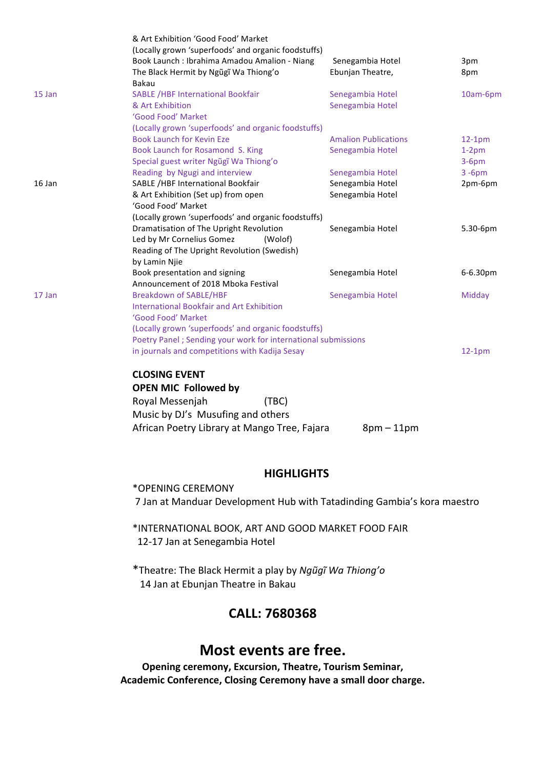| Date | Event | Venue | Time |
|---|---|---|---|
| | & Art Exhibition 'Good Food' Market | | |
| | (Locally grown 'superfoods' and organic foodstuffs) | | |
| | Book Launch : Ibrahima Amadou Amalion - Niang | Senegambia Hotel | 3pm |
| | The Black Hermit by Ngũgĩ Wa Thiong'o | Ebunjan Theatre, | 8pm |
| | Bakau | | |
| 15 Jan | SABLE /HBF International Bookfair | Senegambia Hotel | 10am-6pm |
| | & Art Exhibition | Senegambia Hotel | |
| | 'Good Food' Market | | |
| | (Locally grown 'superfoods' and organic foodstuffs) | | |
| | Book Launch for Kevin Eze | Amalion Publications | 12-1pm |
| | Book Launch for Rosamond S. King | Senegambia Hotel | 1-2pm |
| | Special guest writer Ngũgĩ Wa Thiong'o | | 3-6pm |
| | Reading by Ngugi and interview | Senegambia Hotel | 3 -6pm |
| 16 Jan | SABLE /HBF International Bookfair | Senegambia Hotel | 2pm-6pm |
| | & Art Exhibition (Set up) from open | Senegambia Hotel | |
| | 'Good Food' Market | | |
| | (Locally grown 'superfoods' and organic foodstuffs) | | |
| | Dramatisation of The Upright Revolution | Senegambia Hotel | 5.30-6pm |
| | Led by Mr Cornelius Gomez (Wolof) | | |
| | Reading of The Upright Revolution (Swedish) | | |
| | by Lamin Njie | | |
| | Book presentation and signing | Senegambia Hotel | 6-6.30pm |
| | Announcement of 2018 Mboka Festival | | |
| 17 Jan | Breakdown of SABLE/HBF | Senegambia Hotel | Midday |
| | International Bookfair and Art Exhibition | | |
| | 'Good Food' Market | | |
| | (Locally grown 'superfoods' and organic foodstuffs) | | |
| | Poetry Panel ; Sending your work for international submissions | | |
| | in journals and competitions with Kadija Sesay | | 12-1pm |

**CLOSING EVENT**
**OPEN MIC Followed by**
Royal Messenjah (TBC)
Music by DJ's Musufing and others
African Poetry Library at Mango Tree, Fajara 8pm – 11pm

## HIGHLIGHTS

*OPENING CEREMONY
7 Jan at Manduar Development Hub with Tatadinding Gambia's kora maestro

*INTERNATIONAL BOOK, ART AND GOOD MARKET FOOD FAIR
12-17 Jan at Senegambia Hotel

*Theatre: The Black Hermit a play by *Ngũgĩ Wa Thiong'o*
14 Jan at Ebunjan Theatre in Bakau

## CALL: 7680368

# Most events are free.

**Opening ceremony, Excursion, Theatre, Tourism Seminar, Academic Conference, Closing Ceremony have a small door charge.**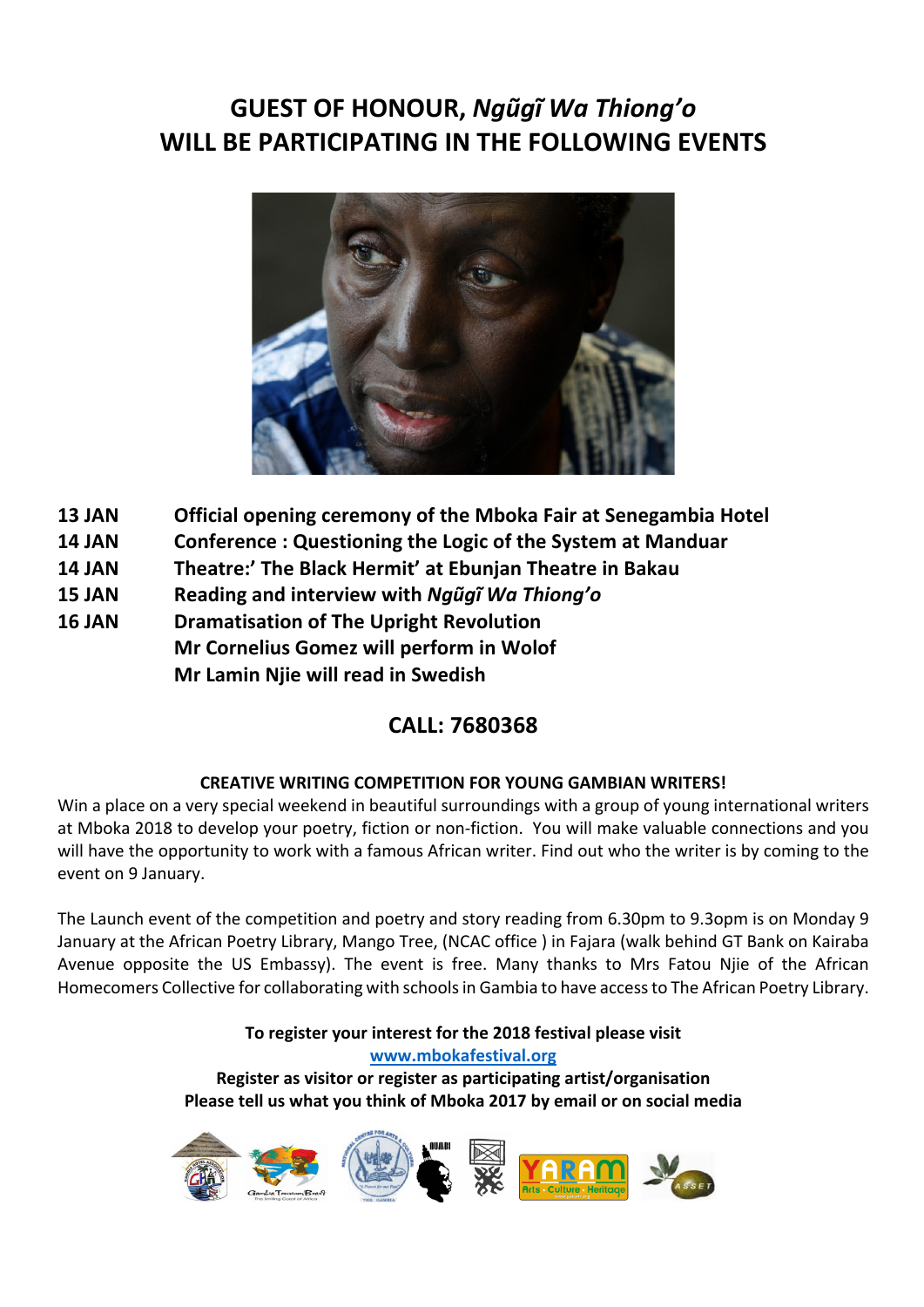# GUEST OF HONOUR, *Ngũgĩ Wa Thiong'o* WILL BE PARTICIPATING IN THE FOLLOWING EVENTS

| | |
|---|---|
| **13 JAN** | **Official opening ceremony of the Mboka Fair at Senegambia Hotel** |
| **14 JAN** | **Conference : Questioning the Logic of the System at Manduar** |
| **14 JAN** | **Theatre:' The Black Hermit' at Ebunjan Theatre in Bakau** |
| **15 JAN** | **Reading and interview with *Ngũgĩ Wa Thiong'o*** |
| **16 JAN** | **Dramatisation of The Upright Revolution**<br>**Mr Cornelius Gomez will perform in Wolof**<br>**Mr Lamin Njie will read in Swedish** |

## CALL: 7680368

**CREATIVE WRITING COMPETITION FOR YOUNG GAMBIAN WRITERS!**

Win a place on a very special weekend in beautiful surroundings with a group of young international writers at Mboka 2018 to develop your poetry, fiction or non-fiction. You will make valuable connections and you will have the opportunity to work with a famous African writer. Find out who the writer is by coming to the event on 9 January.

The Launch event of the competition and poetry and story reading from 6.30pm to 9.3opm is on Monday 9 January at the African Poetry Library, Mango Tree, (NCAC office ) in Fajara (walk behind GT Bank on Kairaba Avenue opposite the US Embassy). The event is free. Many thanks to Mrs Fatou Njie of the African Homecomers Collective for collaborating with schools in Gambia to have access to The African Poetry Library.

**To register your interest for the 2018 festival please visit**
**www.mbokafestival.org**
**Register as visitor or register as participating artist/organisation**
**Please tell us what you think of Mboka 2017 by email or on social media**